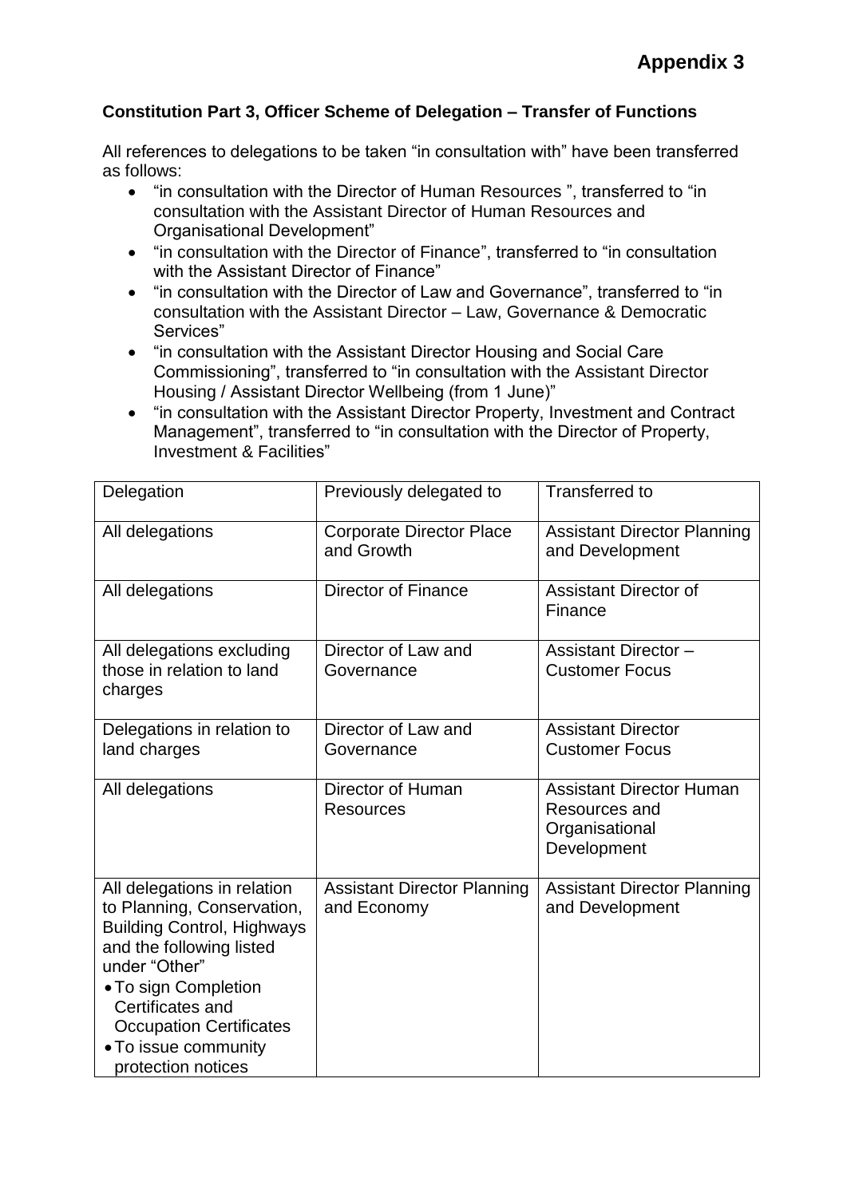# Appendix 3

**Constitution Part 3, Officer Scheme of Delegation – Transfer of Functions**

All references to delegations to be taken "in consultation with" have been transferred as follows:

- "in consultation with the Director of Human Resources ", transferred to "in consultation with the Assistant Director of Human Resources and Organisational Development"
- "in consultation with the Director of Finance", transferred to "in consultation with the Assistant Director of Finance"
- "in consultation with the Director of Law and Governance", transferred to "in consultation with the Assistant Director – Law, Governance & Democratic Services"
- "in consultation with the Assistant Director Housing and Social Care Commissioning", transferred to "in consultation with the Assistant Director Housing / Assistant Director Wellbeing (from 1 June)"
- "in consultation with the Assistant Director Property, Investment and Contract Management", transferred to "in consultation with the Director of Property, Investment & Facilities"

| Delegation | Previously delegated to | Transferred to |
|---|---|---|
| All delegations | Corporate Director Place and Growth | Assistant Director Planning and Development |
| All delegations | Director of Finance | Assistant Director of Finance |
| All delegations excluding those in relation to land charges | Director of Law and Governance | Assistant Director – Customer Focus |
| Delegations in relation to land charges | Director of Law and Governance | Assistant Director Customer Focus |
| All delegations | Director of Human Resources | Assistant Director Human Resources and Organisational Development |
| All delegations in relation to Planning, Conservation, Building Control, Highways and the following listed under "Other"<br>• To sign Completion Certificates and Occupation Certificates<br>• To issue community protection notices | Assistant Director Planning and Economy | Assistant Director Planning and Development |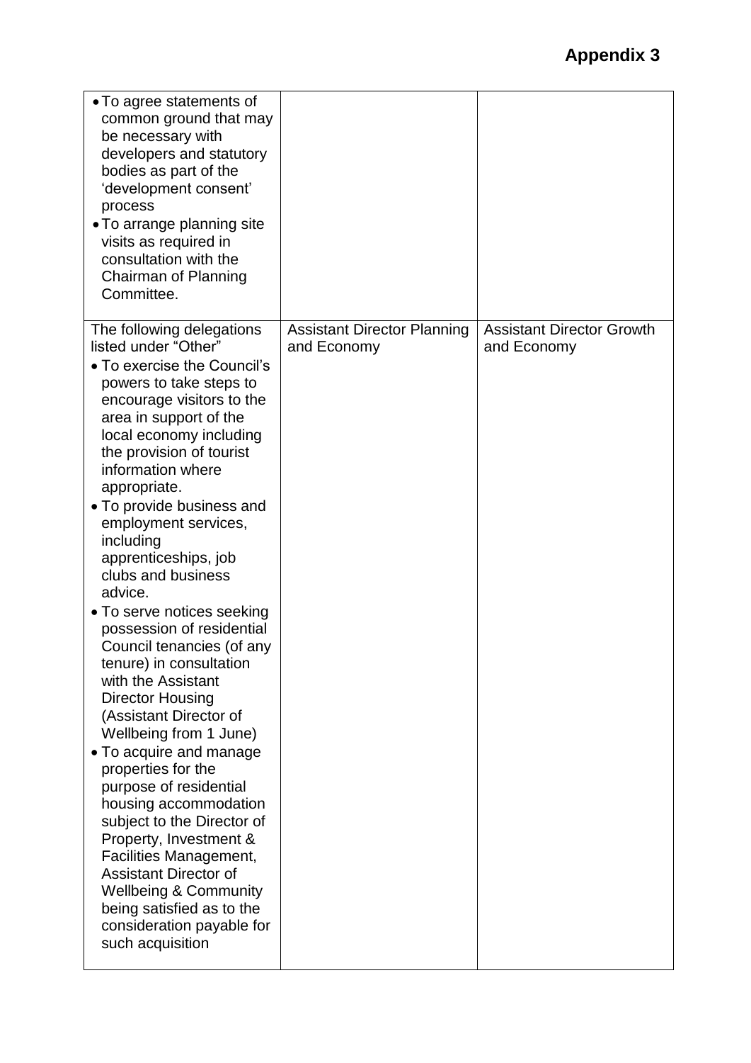**Appendix 3**

| | | |
|---|---|---|
| • To agree statements of common ground that may be necessary with developers and statutory bodies as part of the 'development consent' process<br>• To arrange planning site visits as required in consultation with the Chairman of Planning Committee. | | |
| The following delegations listed under "Other"<br>• To exercise the Council's powers to take steps to encourage visitors to the area in support of the local economy including the provision of tourist information where appropriate.<br>• To provide business and employment services, including apprenticeships, job clubs and business advice.<br>• To serve notices seeking possession of residential Council tenancies (of any tenure) in consultation with the Assistant Director Housing (Assistant Director of Wellbeing from 1 June)<br>• To acquire and manage properties for the purpose of residential housing accommodation subject to the Director of Property, Investment & Facilities Management, Assistant Director of Wellbeing & Community being satisfied as to the consideration payable for such acquisition | Assistant Director Planning and Economy | Assistant Director Growth and Economy |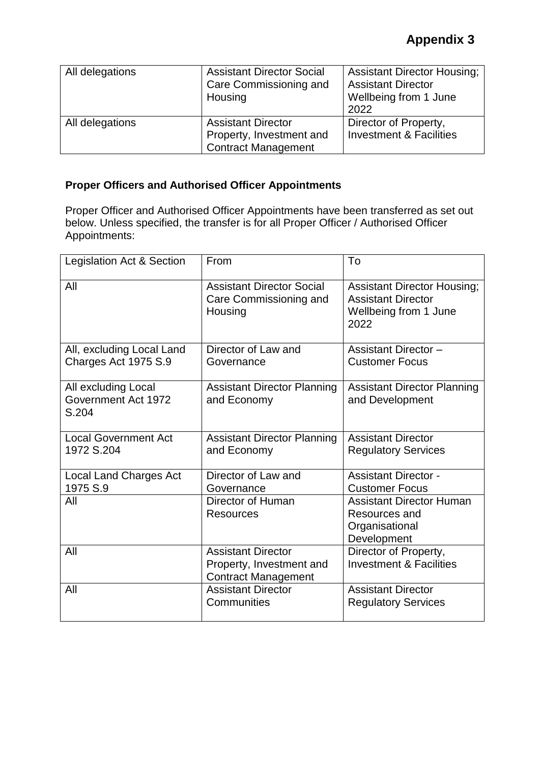# Appendix 3

| | | |
|---|---|---|
| All delegations | Assistant Director Social Care Commissioning and Housing | Assistant Director Housing; Assistant Director Wellbeing from 1 June 2022 |
| All delegations | Assistant Director Property, Investment and Contract Management | Director of Property, Investment & Facilities |

**Proper Officers and Authorised Officer Appointments**

Proper Officer and Authorised Officer Appointments have been transferred as set out below. Unless specified, the transfer is for all Proper Officer / Authorised Officer Appointments:

| Legislation Act & Section | From | To |
|---|---|---|
| All | Assistant Director Social Care Commissioning and Housing | Assistant Director Housing; Assistant Director Wellbeing from 1 June 2022 |
| All, excluding Local Land Charges Act 1975 S.9 | Director of Law and Governance | Assistant Director – Customer Focus |
| All excluding Local Government Act 1972 S.204 | Assistant Director Planning and Economy | Assistant Director Planning and Development |
| Local Government Act 1972 S.204 | Assistant Director Planning and Economy | Assistant Director Regulatory Services |
| Local Land Charges Act 1975 S.9 | Director of Law and Governance | Assistant Director - Customer Focus |
| All | Director of Human Resources | Assistant Director Human Resources and Organisational Development |
| All | Assistant Director Property, Investment and Contract Management | Director of Property, Investment & Facilities |
| All | Assistant Director Communities | Assistant Director Regulatory Services |